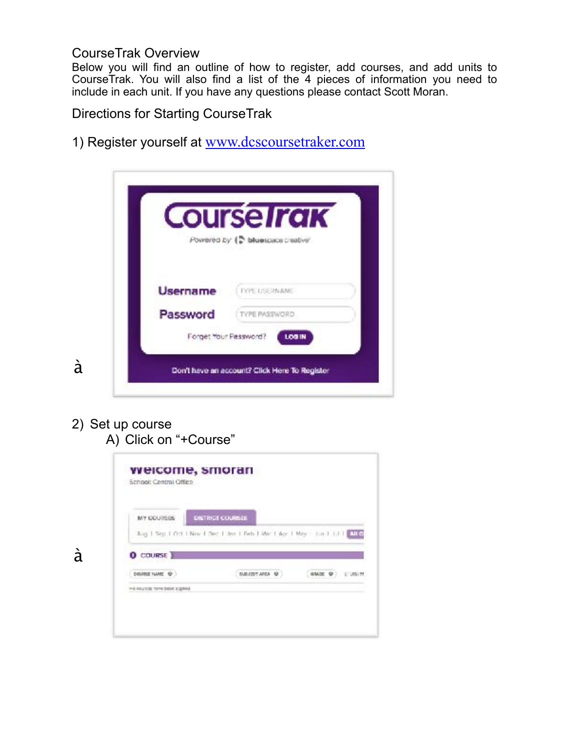CourseTrak Overview

Below you will find an outline of how to register, add courses, and add units to CourseTrak. You will also find a list of the 4 pieces of information you need to include in each unit. If you have any questions please contact Scott Moran.

Directions for Starting CourseTrak

1) Register yourself at [www.dcscoursetraker.com](http://www.dcscoursetraker.com)

à

2) Set up course

   A) Click on "+Course"

à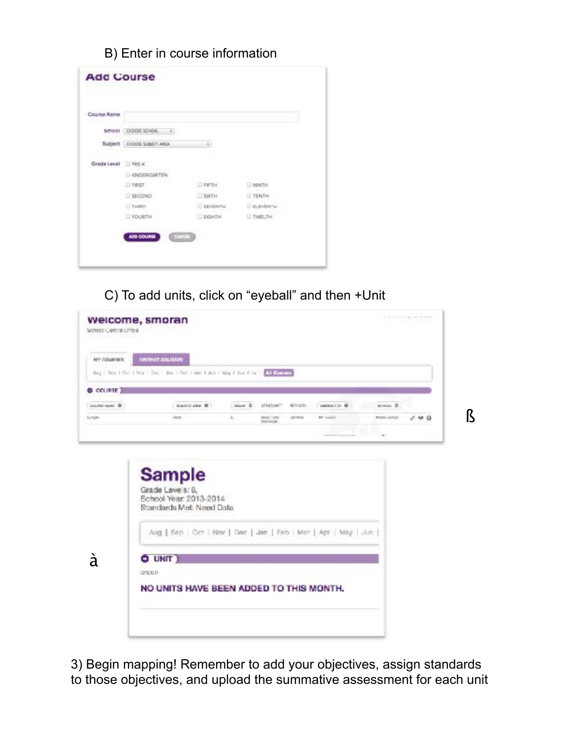B) Enter in course information

**Add Course**

Course Name

School: CHOOSE SCHOOL

Subject: CHOOSE SUBJECT AREA

Grade Level
- PRE-K
- KINDERGARTEN
- FIRST
- SECOND
- THIRD
- FOURTH
- FIFTH
- SIXTH
- SEVENTH
- EIGHTH
- NINTH
- TENTH
- ELEVENTH
- TWELTH

ADD COURSE | CANCEL

C) To add units, click on “eyeball” and then +Unit

**Welcome, smoran**

School: Central Office

MY COURSES | DISTRICT COURSES

Aug | Sep | Oct | Nov | Dec | Jan | Feb | Mar | Apr | May | Jun | Jul | All Courses

COURSE

ß

**Sample**

Grade Levels: 6,

School Year: 2013-2014

Standards Met: Need Data

Aug | Sep | Oct | Nov | Dec | Jan | Feb | Mar | Apr | May | Jun |

à

UNIT

ORDER

NO UNITS HAVE BEEN ADDED TO THIS MONTH.

3) Begin mapping! Remember to add your objectives, assign standards to those objectives, and upload the summative assessment for each unit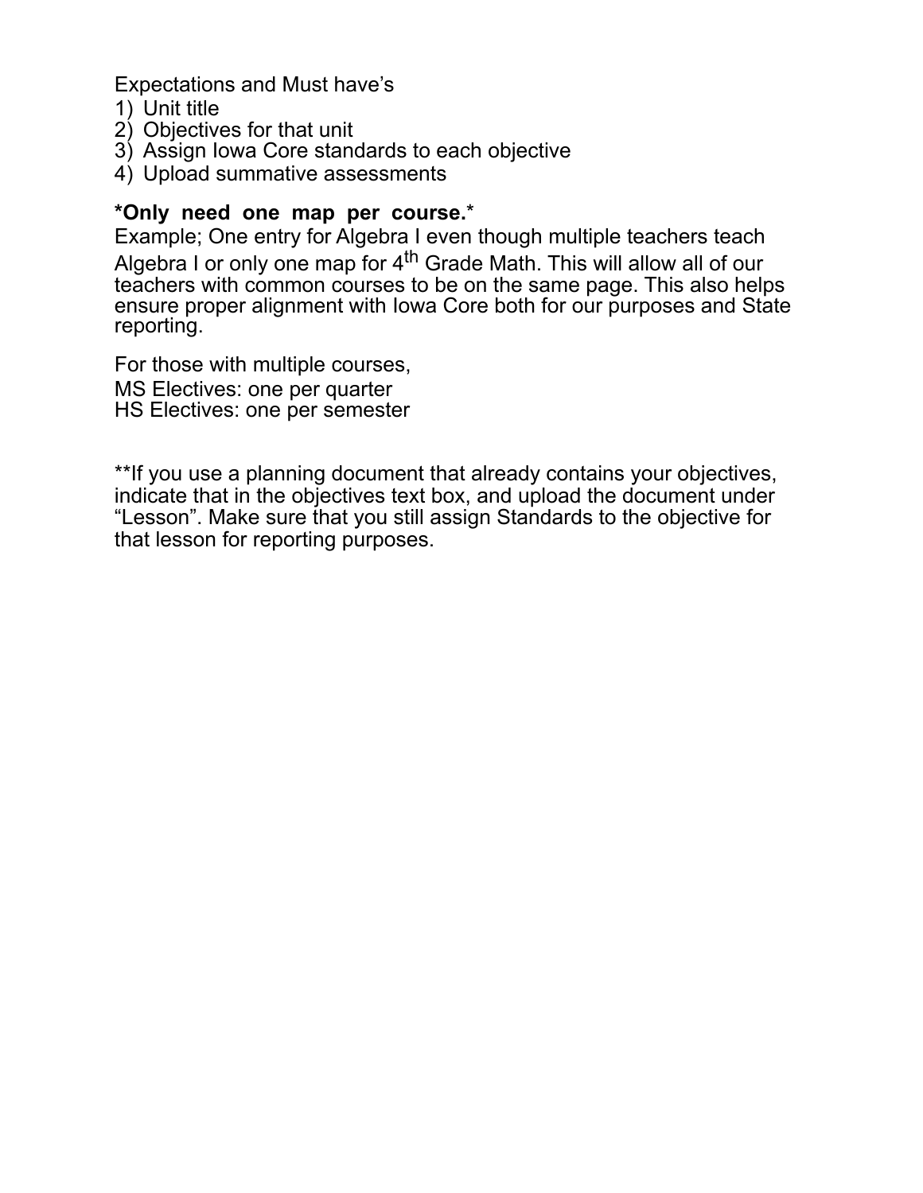Expectations and Must have's

1) Unit title
2) Objectives for that unit
3) Assign Iowa Core standards to each objective
4) Upload summative assessments

**\*Only need one map per course.**\*

Example; One entry for Algebra I even though multiple teachers teach Algebra I or only one map for 4th Grade Math. This will allow all of our teachers with common courses to be on the same page. This also helps ensure proper alignment with Iowa Core both for our purposes and State reporting.

For those with multiple courses,
MS Electives: one per quarter
HS Electives: one per semester

\*\*If you use a planning document that already contains your objectives, indicate that in the objectives text box, and upload the document under "Lesson". Make sure that you still assign Standards to the objective for that lesson for reporting purposes.